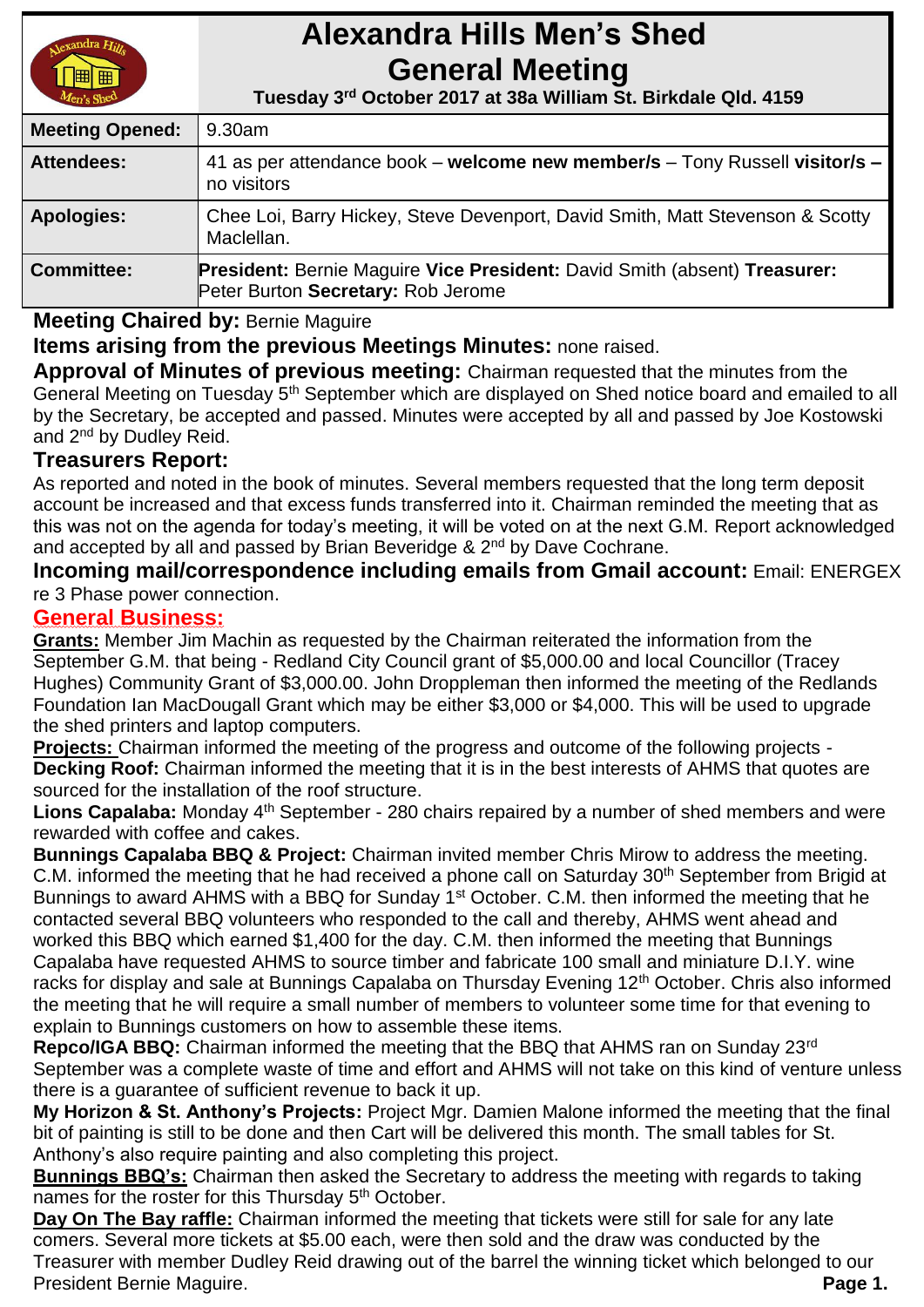# Alexandra Hills Men's Shed General Meeting

**Tuesday 3rd October 2017 at 38a William St. Birkdale Qld. 4159**

| | |
|---|---|
| **Meeting Opened:** | 9.30am |
| **Attendees:** | 41 as per attendance book – **welcome new member/s** – Tony Russell **visitor/s –** no visitors |
| **Apologies:** | Chee Loi, Barry Hickey, Steve Devenport, David Smith, Matt Stevenson & Scotty Maclellan. |
| **Committee:** | **President:** Bernie Maguire **Vice President:** David Smith (absent) **Treasurer:** Peter Burton **Secretary:** Rob Jerome |

**Meeting Chaired by:** Bernie Maguire

**Items arising from the previous Meetings Minutes:** none raised.

**Approval of Minutes of previous meeting:** Chairman requested that the minutes from the General Meeting on Tuesday 5th September which are displayed on Shed notice board and emailed to all by the Secretary, be accepted and passed. Minutes were accepted by all and passed by Joe Kostowski and 2nd by Dudley Reid.

**Treasurers Report:**

As reported and noted in the book of minutes. Several members requested that the long term deposit account be increased and that excess funds transferred into it. Chairman reminded the meeting that as this was not on the agenda for today's meeting, it will be voted on at the next G.M. Report acknowledged and accepted by all and passed by Brian Beveridge & 2nd by Dave Cochrane.

**Incoming mail/correspondence including emails from Gmail account:** Email: ENERGEX re 3 Phase power connection.

## General Business:

**Grants:** Member Jim Machin as requested by the Chairman reiterated the information from the September G.M. that being - Redland City Council grant of $5,000.00 and local Councillor (Tracey Hughes) Community Grant of $3,000.00. John Droppleman then informed the meeting of the Redlands Foundation Ian MacDougall Grant which may be either $3,000 or $4,000. This will be used to upgrade the shed printers and laptop computers.

**Projects:** Chairman informed the meeting of the progress and outcome of the following projects -

**Decking Roof:** Chairman informed the meeting that it is in the best interests of AHMS that quotes are sourced for the installation of the roof structure.

**Lions Capalaba:** Monday 4th September - 280 chairs repaired by a number of shed members and were rewarded with coffee and cakes.

**Bunnings Capalaba BBQ & Project:** Chairman invited member Chris Mirow to address the meeting. C.M. informed the meeting that he had received a phone call on Saturday 30th September from Brigid at Bunnings to award AHMS with a BBQ for Sunday 1st October. C.M. then informed the meeting that he contacted several BBQ volunteers who responded to the call and thereby, AHMS went ahead and worked this BBQ which earned $1,400 for the day. C.M. then informed the meeting that Bunnings Capalaba have requested AHMS to source timber and fabricate 100 small and miniature D.I.Y. wine racks for display and sale at Bunnings Capalaba on Thursday Evening 12th October. Chris also informed the meeting that he will require a small number of members to volunteer some time for that evening to explain to Bunnings customers on how to assemble these items.

**Repco/IGA BBQ:** Chairman informed the meeting that the BBQ that AHMS ran on Sunday 23rd September was a complete waste of time and effort and AHMS will not take on this kind of venture unless there is a guarantee of sufficient revenue to back it up.

**My Horizon & St. Anthony's Projects:** Project Mgr. Damien Malone informed the meeting that the final bit of painting is still to be done and then Cart will be delivered this month. The small tables for St. Anthony's also require painting and also completing this project.

**Bunnings BBQ's:** Chairman then asked the Secretary to address the meeting with regards to taking names for the roster for this Thursday 5th October.

**Day On The Bay raffle:** Chairman informed the meeting that tickets were still for sale for any late comers. Several more tickets at $5.00 each, were then sold and the draw was conducted by the Treasurer with member Dudley Reid drawing out of the barrel the winning ticket which belonged to our President Bernie Maguire.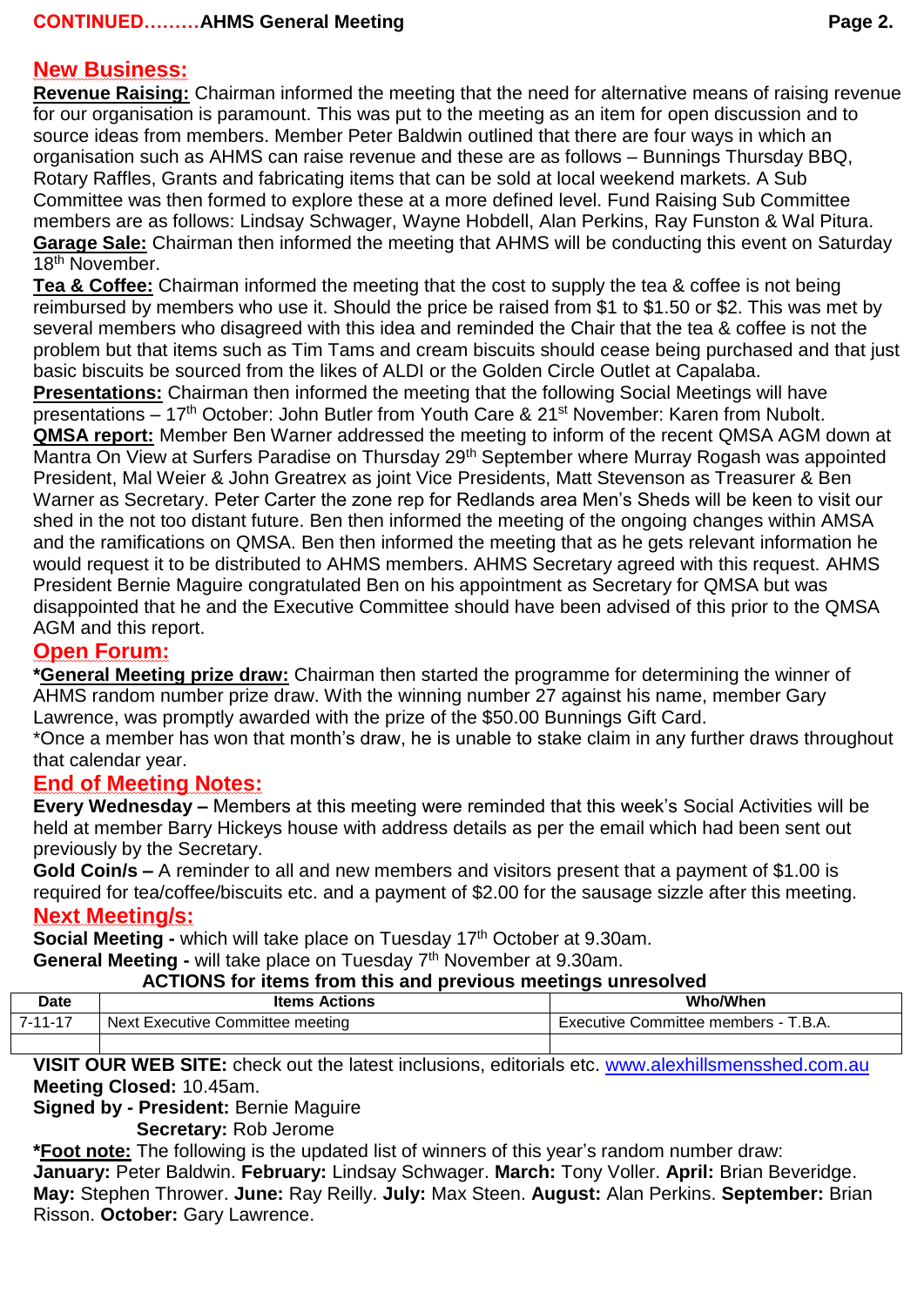## New Business:

**Revenue Raising:** Chairman informed the meeting that the need for alternative means of raising revenue for our organisation is paramount. This was put to the meeting as an item for open discussion and to source ideas from members. Member Peter Baldwin outlined that there are four ways in which an organisation such as AHMS can raise revenue and these are as follows – Bunnings Thursday BBQ, Rotary Raffles, Grants and fabricating items that can be sold at local weekend markets. A Sub Committee was then formed to explore these at a more defined level. Fund Raising Sub Committee members are as follows: Lindsay Schwager, Wayne Hobdell, Alan Perkins, Ray Funston & Wal Pitura.

**Garage Sale:** Chairman then informed the meeting that AHMS will be conducting this event on Saturday 18th November.

**Tea & Coffee:** Chairman informed the meeting that the cost to supply the tea & coffee is not being reimbursed by members who use it. Should the price be raised from $1 to $1.50 or $2. This was met by several members who disagreed with this idea and reminded the Chair that the tea & coffee is not the problem but that items such as Tim Tams and cream biscuits should cease being purchased and that just basic biscuits be sourced from the likes of ALDI or the Golden Circle Outlet at Capalaba.

**Presentations:** Chairman then informed the meeting that the following Social Meetings will have presentations – 17th October: John Butler from Youth Care & 21st November: Karen from Nubolt.

**QMSA report:** Member Ben Warner addressed the meeting to inform of the recent QMSA AGM down at Mantra On View at Surfers Paradise on Thursday 29th September where Murray Rogash was appointed President, Mal Weier & John Greatrex as joint Vice Presidents, Matt Stevenson as Treasurer & Ben Warner as Secretary. Peter Carter the zone rep for Redlands area Men's Sheds will be keen to visit our shed in the not too distant future. Ben then informed the meeting of the ongoing changes within AMSA and the ramifications on QMSA. Ben then informed the meeting that as he gets relevant information he would request it to be distributed to AHMS members. AHMS Secretary agreed with this request. AHMS President Bernie Maguire congratulated Ben on his appointment as Secretary for QMSA but was disappointed that he and the Executive Committee should have been advised of this prior to the QMSA AGM and this report.

## Open Forum:

***General Meeting prize draw:** Chairman then started the programme for determining the winner of AHMS random number prize draw. With the winning number 27 against his name, member Gary Lawrence, was promptly awarded with the prize of the $50.00 Bunnings Gift Card.

*Once a member has won that month's draw, he is unable to stake claim in any further draws throughout that calendar year.

## End of Meeting Notes:

**Every Wednesday –** Members at this meeting were reminded that this week's Social Activities will be held at member Barry Hickeys house with address details as per the email which had been sent out previously by the Secretary.

**Gold Coin/s –** A reminder to all and new members and visitors present that a payment of $1.00 is required for tea/coffee/biscuits etc. and a payment of $2.00 for the sausage sizzle after this meeting.

## Next Meeting/s:

**Social Meeting -** which will take place on Tuesday 17th October at 9.30am.

**General Meeting -** will take place on Tuesday 7th November at 9.30am.

**ACTIONS for items from this and previous meetings unresolved**

| Date | Items Actions | Who/When |
|---|---|---|
| 7-11-17 | Next Executive Committee meeting | Executive Committee members - T.B.A. |
| | | |

**VISIT OUR WEB SITE:** check out the latest inclusions, editorials etc. www.alexhillsmensshed.com.au

**Meeting Closed:** 10.45am.

**Signed by - President:** Bernie Maguire

**Secretary:** Rob Jerome

***Foot note:** The following is the updated list of winners of this year's random number draw:
**January:** Peter Baldwin. **February:** Lindsay Schwager. **March:** Tony Voller. **April:** Brian Beveridge. **May:** Stephen Thrower. **June:** Ray Reilly. **July:** Max Steen. **August:** Alan Perkins. **September:** Brian Risson. **October:** Gary Lawrence.